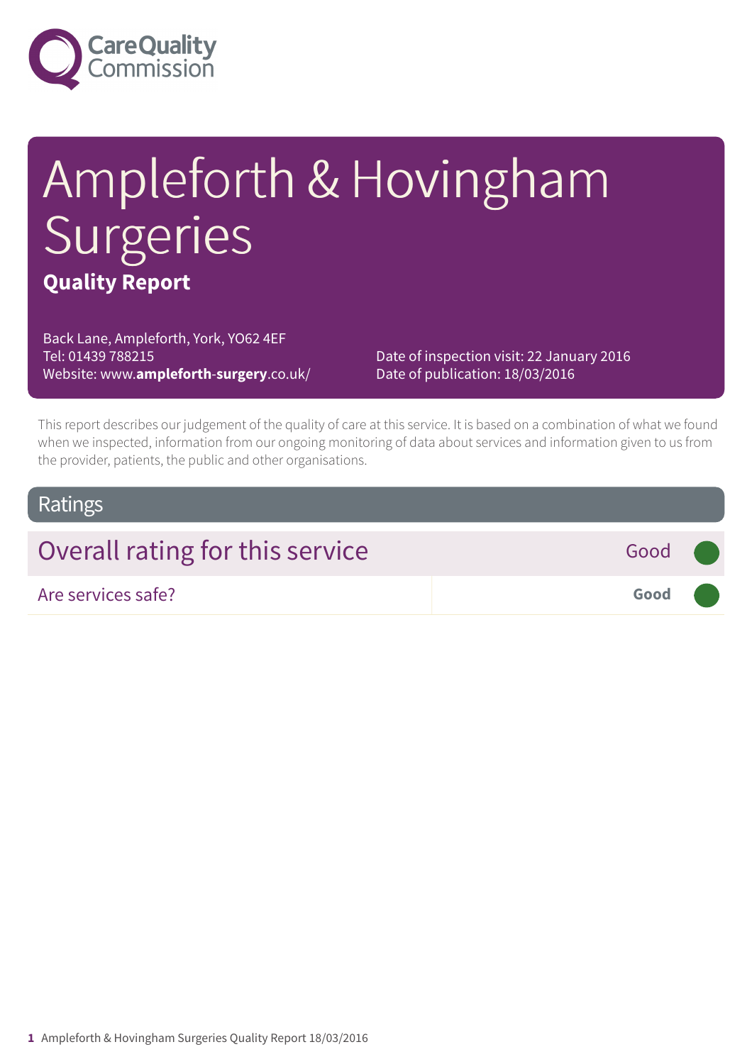Care Quality Commission

# Ampleforth & Hovingham Surgeries

**Quality Report**

Back Lane, Ampleforth, York, YO62 4EF
Tel: 01439 788215
Website: www.**ampleforth-surgery**.co.uk/

Date of inspection visit: 22 January 2016
Date of publication: 18/03/2016

This report describes our judgement of the quality of care at this service. It is based on a combination of what we found when we inspected, information from our ongoing monitoring of data about services and information given to us from the provider, patients, the public and other organisations.

## Ratings

| Overall rating for this service | Good |
|---|---|
| Are services safe? | **Good** |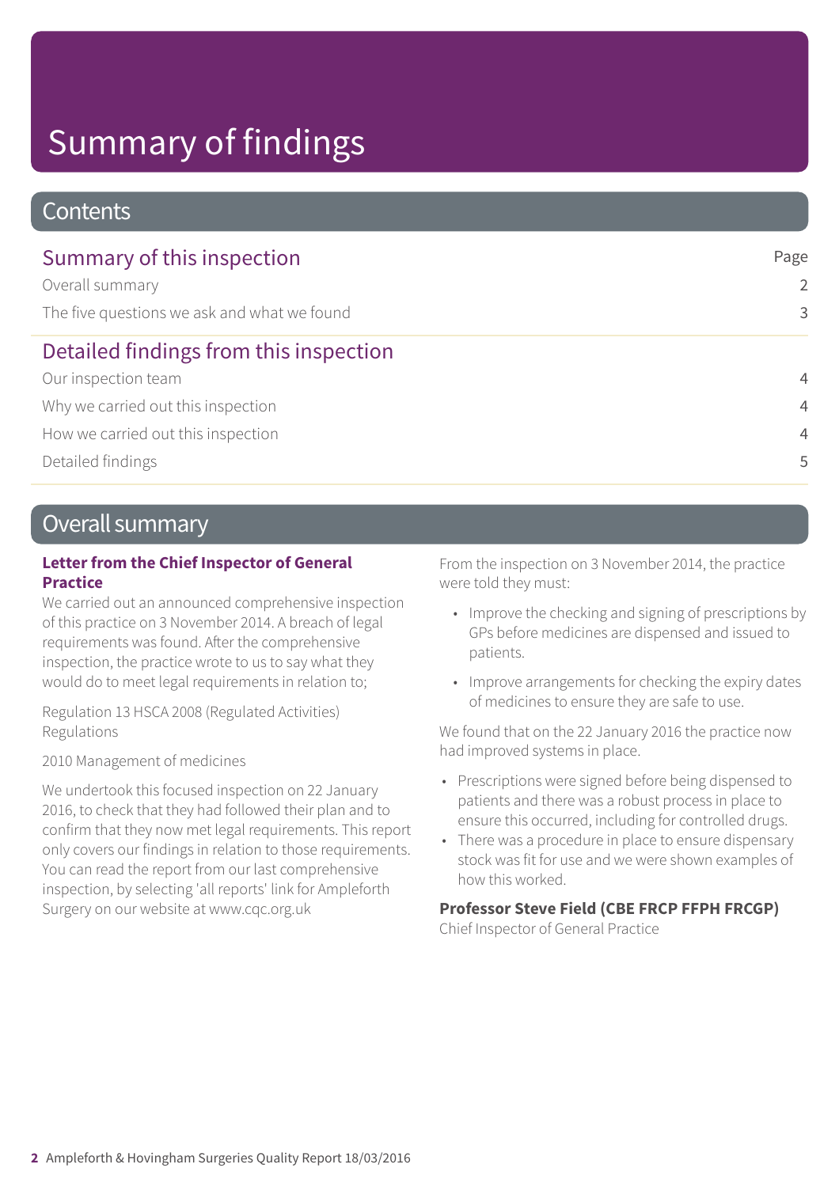# Summary of findings

## Contents

| Summary of this inspection | Page |
| --- | --- |
| Overall summary | 2 |
| The five questions we ask and what we found | 3 |
| **Detailed findings from this inspection** | |
| Our inspection team | 4 |
| Why we carried out this inspection | 4 |
| How we carried out this inspection | 4 |
| Detailed findings | 5 |

## Overall summary

**Letter from the Chief Inspector of General Practice**

We carried out an announced comprehensive inspection of this practice on 3 November 2014. A breach of legal requirements was found. After the comprehensive inspection, the practice wrote to us to say what they would do to meet legal requirements in relation to;

Regulation 13 HSCA 2008 (Regulated Activities) Regulations

2010 Management of medicines

We undertook this focused inspection on 22 January 2016, to check that they had followed their plan and to confirm that they now met legal requirements. This report only covers our findings in relation to those requirements. You can read the report from our last comprehensive inspection, by selecting 'all reports' link for Ampleforth Surgery on our website at www.cqc.org.uk

From the inspection on 3 November 2014, the practice were told they must:

- Improve the checking and signing of prescriptions by GPs before medicines are dispensed and issued to patients.
- Improve arrangements for checking the expiry dates of medicines to ensure they are safe to use.

We found that on the 22 January 2016 the practice now had improved systems in place.

- Prescriptions were signed before being dispensed to patients and there was a robust process in place to ensure this occurred, including for controlled drugs.
- There was a procedure in place to ensure dispensary stock was fit for use and we were shown examples of how this worked.

**Professor Steve Field (CBE FRCP FFPH FRCGP)**
Chief Inspector of General Practice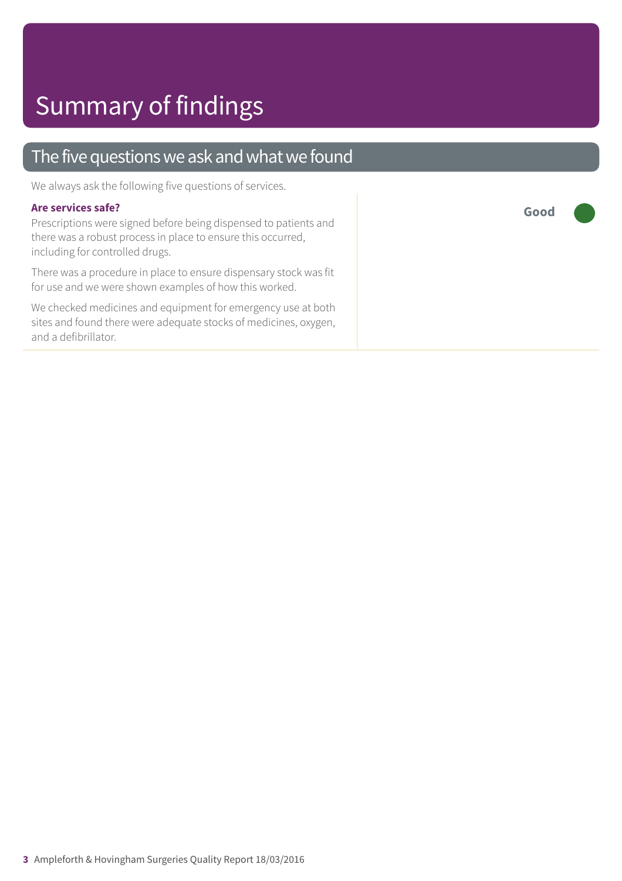# Summary of findings

## The five questions we ask and what we found

We always ask the following five questions of services.

**Are services safe?**

**Good**

Prescriptions were signed before being dispensed to patients and there was a robust process in place to ensure this occurred, including for controlled drugs.

There was a procedure in place to ensure dispensary stock was fit for use and we were shown examples of how this worked.

We checked medicines and equipment for emergency use at both sites and found there were adequate stocks of medicines, oxygen, and a defibrillator.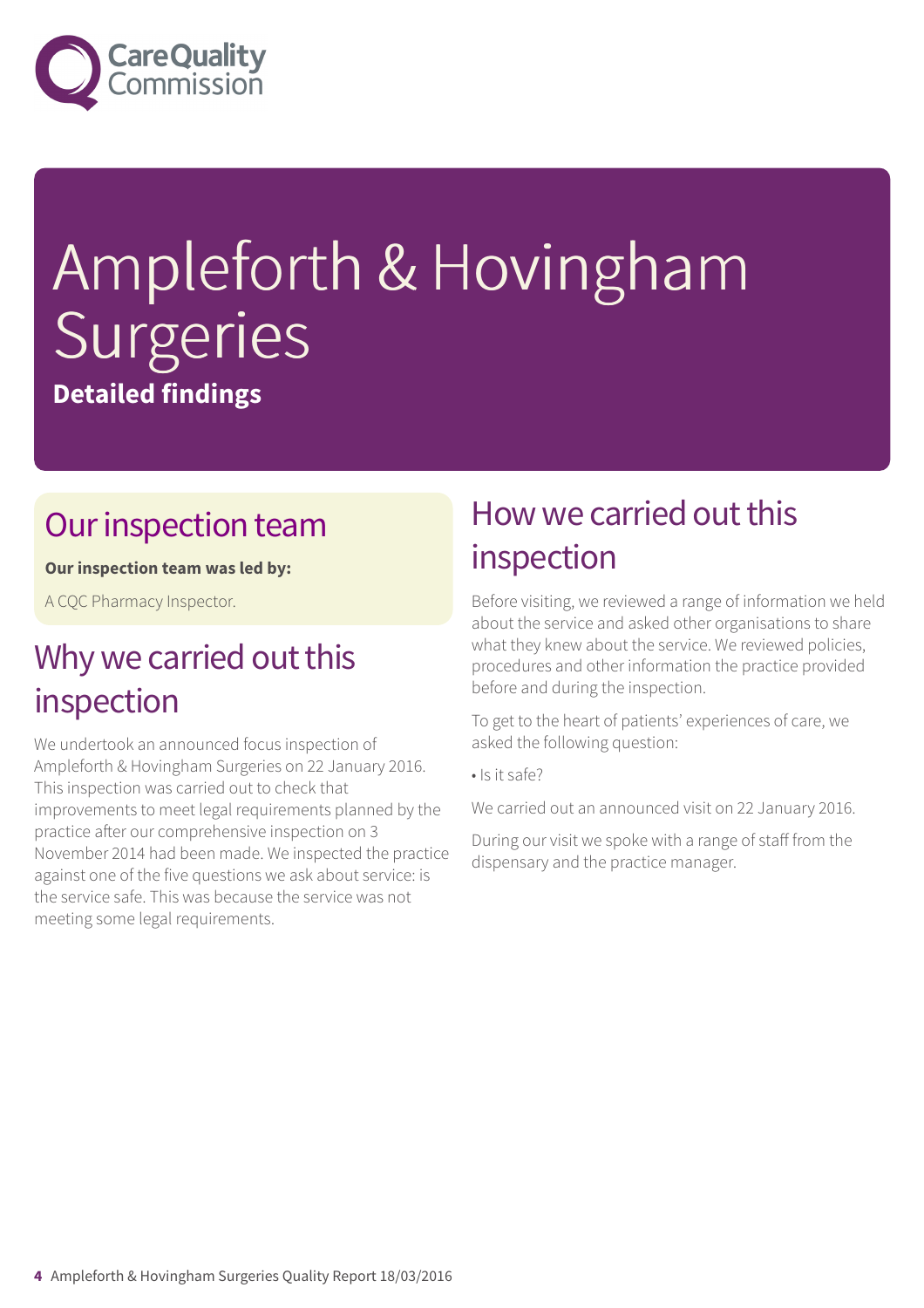# Ampleforth & Hovingham Surgeries

**Detailed findings**

## Our inspection team

**Our inspection team was led by:**

A CQC Pharmacy Inspector.

## Why we carried out this inspection

We undertook an announced focus inspection of Ampleforth & Hovingham Surgeries on 22 January 2016. This inspection was carried out to check that improvements to meet legal requirements planned by the practice after our comprehensive inspection on 3 November 2014 had been made. We inspected the practice against one of the five questions we ask about service: is the service safe. This was because the service was not meeting some legal requirements.

## How we carried out this inspection

Before visiting, we reviewed a range of information we held about the service and asked other organisations to share what they knew about the service. We reviewed policies, procedures and other information the practice provided before and during the inspection.

To get to the heart of patients' experiences of care, we asked the following question:

- Is it safe?

We carried out an announced visit on 22 January 2016.

During our visit we spoke with a range of staff from the dispensary and the practice manager.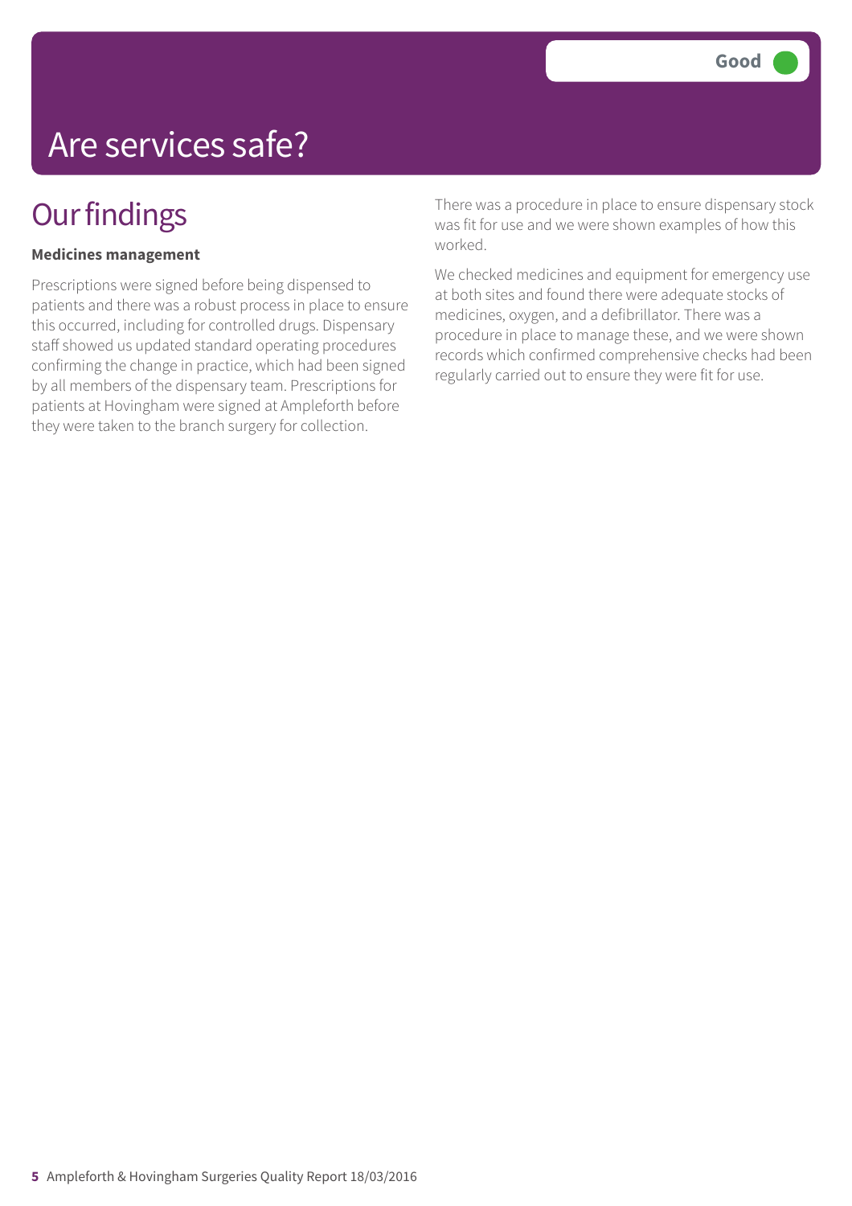# Are services safe?

Good

## Our findings

**Medicines management**

Prescriptions were signed before being dispensed to patients and there was a robust process in place to ensure this occurred, including for controlled drugs. Dispensary staff showed us updated standard operating procedures confirming the change in practice, which had been signed by all members of the dispensary team. Prescriptions for patients at Hovingham were signed at Ampleforth before they were taken to the branch surgery for collection.

There was a procedure in place to ensure dispensary stock was fit for use and we were shown examples of how this worked.

We checked medicines and equipment for emergency use at both sites and found there were adequate stocks of medicines, oxygen, and a defibrillator. There was a procedure in place to manage these, and we were shown records which confirmed comprehensive checks had been regularly carried out to ensure they were fit for use.